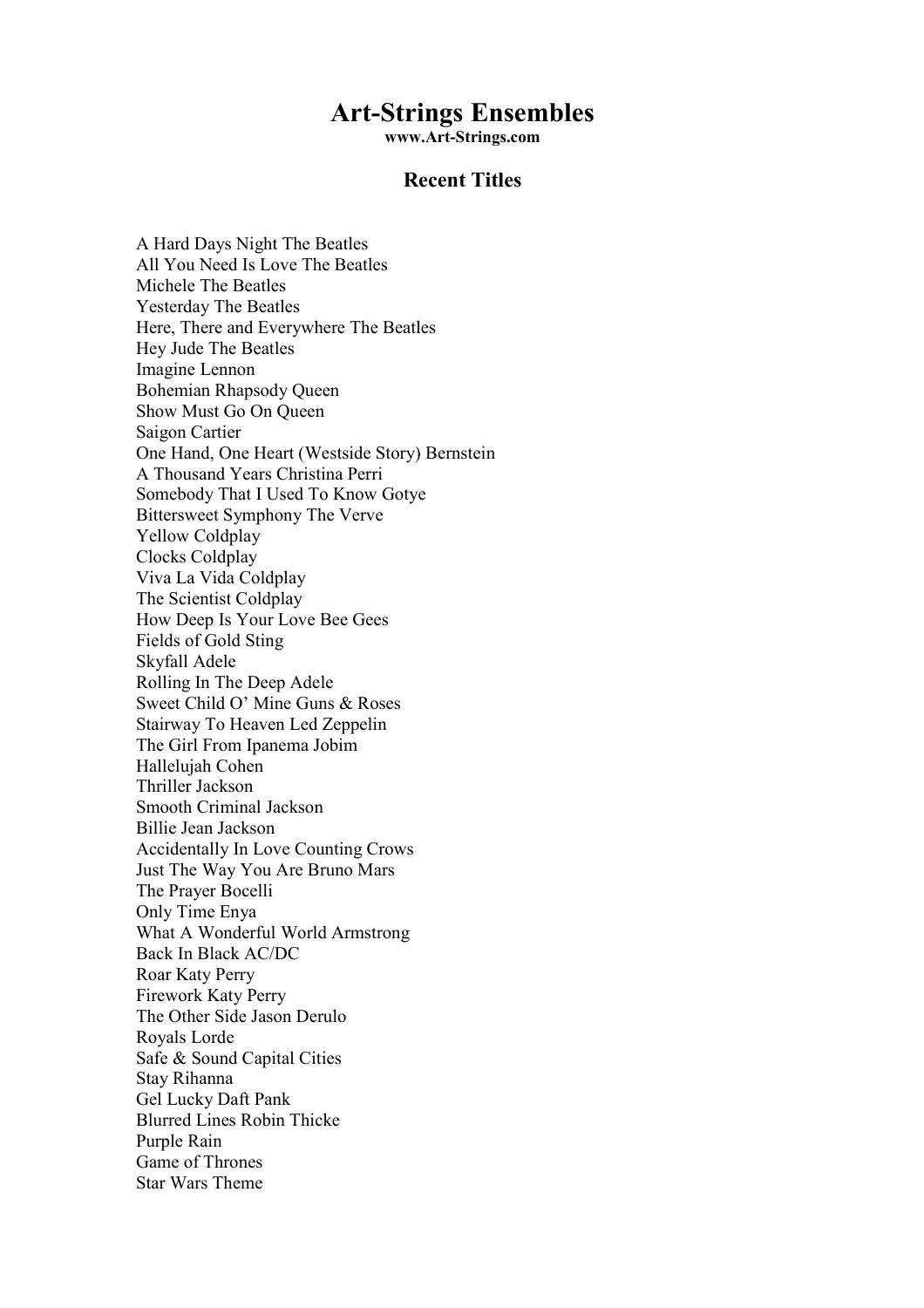# Art-Strings Ensembles

**www.Art-Strings.com**

## Recent Titles

A Hard Days Night The Beatles
All You Need Is Love The Beatles
Michele The Beatles
Yesterday The Beatles
Here, There and Everywhere The Beatles
Hey Jude The Beatles
Imagine Lennon
Bohemian Rhapsody Queen
Show Must Go On Queen
Saigon Cartier
One Hand, One Heart (Westside Story) Bernstein
A Thousand Years Christina Perri
Somebody That I Used To Know Gotye
Bittersweet Symphony The Verve
Yellow Coldplay
Clocks Coldplay
Viva La Vida Coldplay
The Scientist Coldplay
How Deep Is Your Love Bee Gees
Fields of Gold Sting
Skyfall Adele
Rolling In The Deep Adele
Sweet Child O' Mine Guns & Roses
Stairway To Heaven Led Zeppelin
The Girl From Ipanema Jobim
Hallelujah Cohen
Thriller Jackson
Smooth Criminal Jackson
Billie Jean Jackson
Accidentally In Love Counting Crows
Just The Way You Are Bruno Mars
The Prayer Bocelli
Only Time Enya
What A Wonderful World Armstrong
Back In Black AC/DC
Roar Katy Perry
Firework Katy Perry
The Other Side Jason Derulo
Royals Lorde
Safe & Sound Capital Cities
Stay Rihanna
Gel Lucky Daft Pank
Blurred Lines Robin Thicke
Purple Rain
Game of Thrones
Star Wars Theme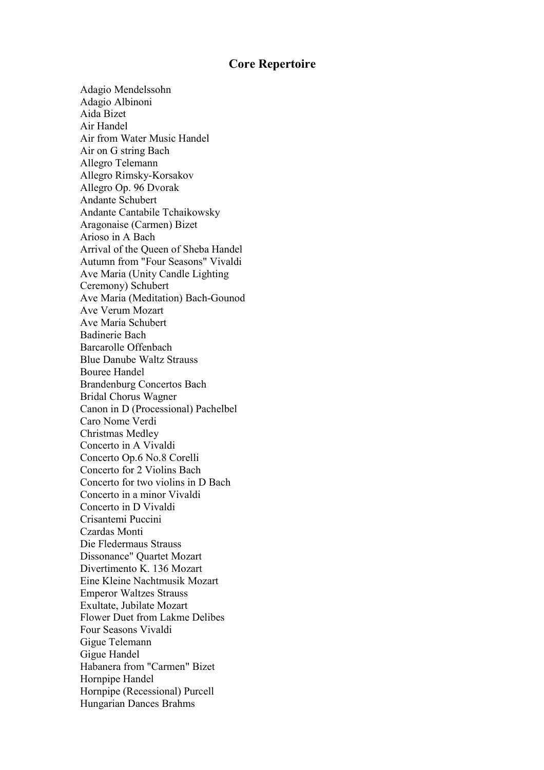## Core Repertoire

Adagio Mendelssohn
Adagio Albinoni
Aida Bizet
Air Handel
Air from Water Music Handel
Air on G string Bach
Allegro Telemann
Allegro Rimsky-Korsakov
Allegro Op. 96 Dvorak
Andante Schubert
Andante Cantabile Tchaikowsky
Aragonaise (Carmen) Bizet
Arioso in A Bach
Arrival of the Queen of Sheba Handel
Autumn from "Four Seasons" Vivaldi
Ave Maria (Unity Candle Lighting Ceremony) Schubert
Ave Maria (Meditation) Bach-Gounod
Ave Verum Mozart
Ave Maria Schubert
Badinerie Bach
Barcarolle Offenbach
Blue Danube Waltz Strauss
Bouree Handel
Brandenburg Concertos Bach
Bridal Chorus Wagner
Canon in D (Processional) Pachelbel
Caro Nome Verdi
Christmas Medley
Concerto in A Vivaldi
Concerto Op.6 No.8 Corelli
Concerto for 2 Violins Bach
Concerto for two violins in D Bach
Concerto in a minor Vivaldi
Concerto in D Vivaldi
Crisantemi Puccini
Czardas Monti
Die Fledermaus Strauss
Dissonance" Quartet Mozart
Divertimento K. 136 Mozart
Eine Kleine Nachtmusik Mozart
Emperor Waltzes Strauss
Exultate, Jubilate Mozart
Flower Duet from Lakme Delibes
Four Seasons Vivaldi
Gigue Telemann
Gigue Handel
Habanera from "Carmen" Bizet
Hornpipe Handel
Hornpipe (Recessional) Purcell
Hungarian Dances Brahms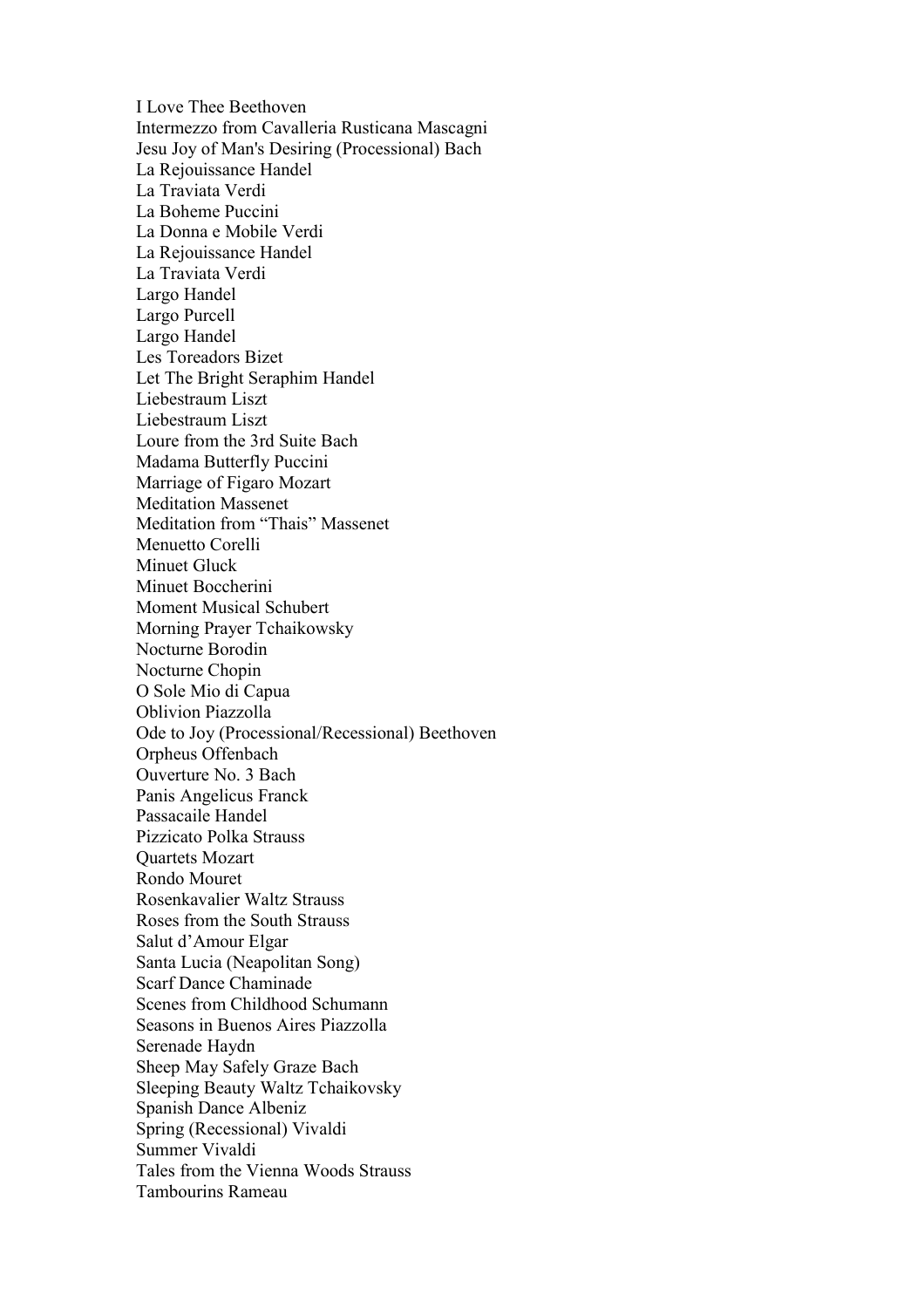I Love Thee Beethoven
Intermezzo from Cavalleria Rusticana Mascagni
Jesu Joy of Man's Desiring (Processional) Bach
La Rejouissance Handel
La Traviata Verdi
La Boheme Puccini
La Donna e Mobile Verdi
La Rejouissance Handel
La Traviata Verdi
Largo Handel
Largo Purcell
Largo Handel
Les Toreadors Bizet
Let The Bright Seraphim Handel
Liebestraum Liszt
Liebestraum Liszt
Loure from the 3rd Suite Bach
Madama Butterfly Puccini
Marriage of Figaro Mozart
Meditation Massenet
Meditation from "Thais" Massenet
Menuetto Corelli
Minuet Gluck
Minuet Boccherini
Moment Musical Schubert
Morning Prayer Tchaikowsky
Nocturne Borodin
Nocturne Chopin
O Sole Mio di Capua
Oblivion Piazzolla
Ode to Joy (Processional/Recessional) Beethoven
Orpheus Offenbach
Ouverture No. 3 Bach
Panis Angelicus Franck
Passacaile Handel
Pizzicato Polka Strauss
Quartets Mozart
Rondo Mouret
Rosenkavalier Waltz Strauss
Roses from the South Strauss
Salut d'Amour Elgar
Santa Lucia (Neapolitan Song)
Scarf Dance Chaminade
Scenes from Childhood Schumann
Seasons in Buenos Aires Piazzolla
Serenade Haydn
Sheep May Safely Graze Bach
Sleeping Beauty Waltz Tchaikovsky
Spanish Dance Albeniz
Spring (Recessional) Vivaldi
Summer Vivaldi
Tales from the Vienna Woods Strauss
Tambourins Rameau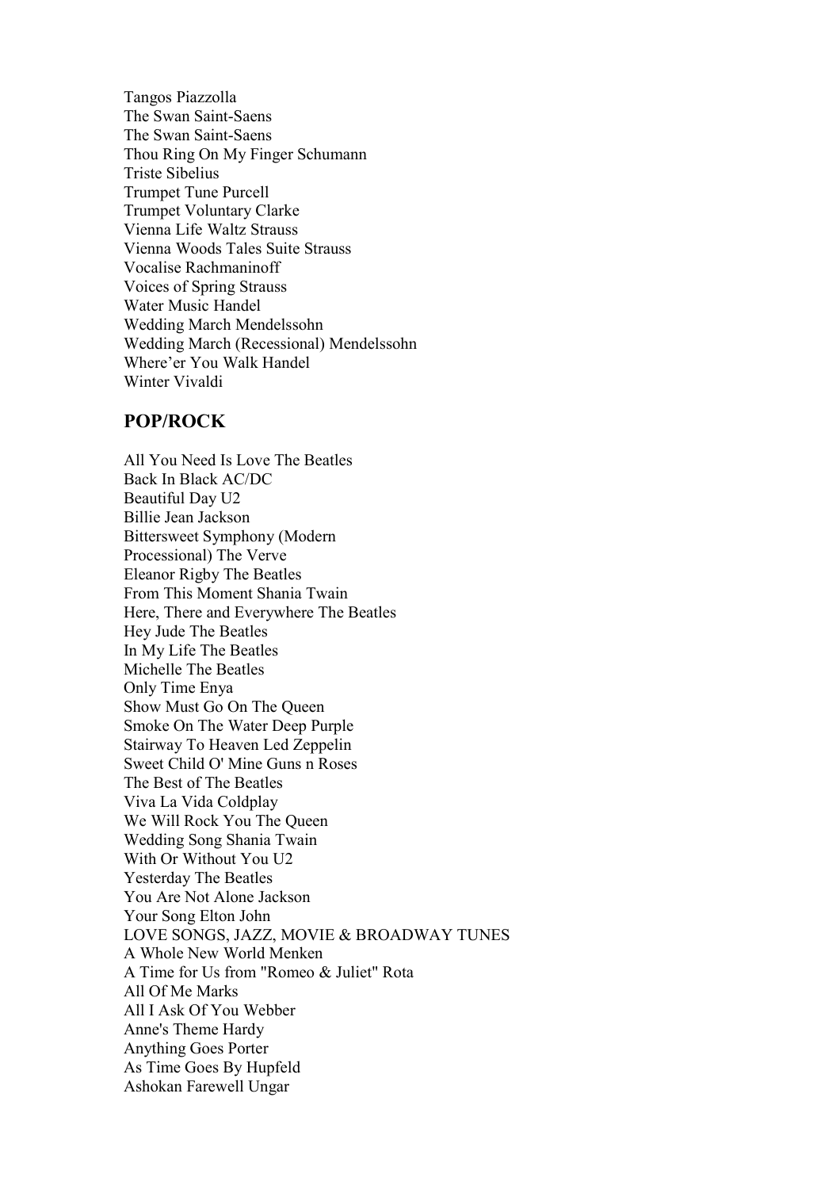Tangos Piazzolla
The Swan Saint-Saens
The Swan Saint-Saens
Thou Ring On My Finger Schumann
Triste Sibelius
Trumpet Tune Purcell
Trumpet Voluntary Clarke
Vienna Life Waltz Strauss
Vienna Woods Tales Suite Strauss
Vocalise Rachmaninoff
Voices of Spring Strauss
Water Music Handel
Wedding March Mendelssohn
Wedding March (Recessional) Mendelssohn
Where'er You Walk Handel
Winter Vivaldi

## POP/ROCK

All You Need Is Love The Beatles
Back In Black AC/DC
Beautiful Day U2
Billie Jean Jackson
Bittersweet Symphony (Modern Processional) The Verve
Eleanor Rigby The Beatles
From This Moment Shania Twain
Here, There and Everywhere The Beatles
Hey Jude The Beatles
In My Life The Beatles
Michelle The Beatles
Only Time Enya
Show Must Go On The Queen
Smoke On The Water Deep Purple
Stairway To Heaven Led Zeppelin
Sweet Child O' Mine Guns n Roses
The Best of The Beatles
Viva La Vida Coldplay
We Will Rock You The Queen
Wedding Song Shania Twain
With Or Without You U2
Yesterday The Beatles
You Are Not Alone Jackson
Your Song Elton John
LOVE SONGS, JAZZ, MOVIE & BROADWAY TUNES
A Whole New World Menken
A Time for Us from "Romeo & Juliet" Rota
All Of Me Marks
All I Ask Of You Webber
Anne's Theme Hardy
Anything Goes Porter
As Time Goes By Hupfeld
Ashokan Farewell Ungar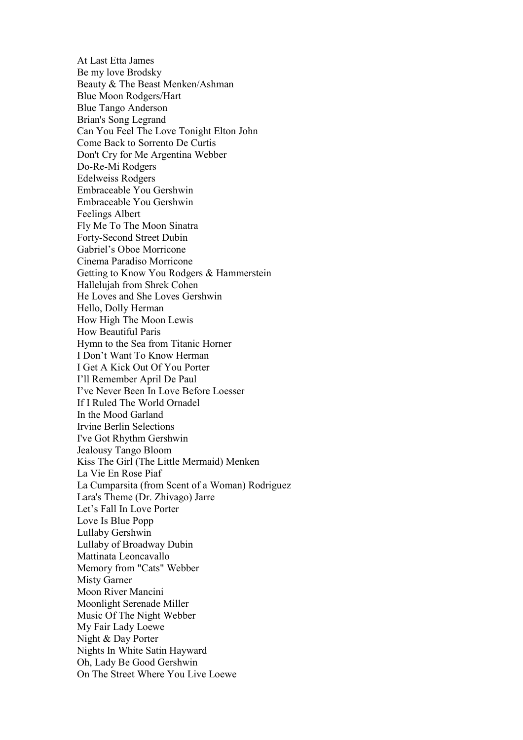At Last Etta James
Be my love Brodsky
Beauty & The Beast Menken/Ashman
Blue Moon Rodgers/Hart
Blue Tango Anderson
Brian's Song Legrand
Can You Feel The Love Tonight Elton John
Come Back to Sorrento De Curtis
Don't Cry for Me Argentina Webber
Do-Re-Mi Rodgers
Edelweiss Rodgers
Embraceable You Gershwin
Embraceable You Gershwin
Feelings Albert
Fly Me To The Moon Sinatra
Forty-Second Street Dubin
Gabriel's Oboe Morricone
Cinema Paradiso Morricone
Getting to Know You Rodgers & Hammerstein
Hallelujah from Shrek Cohen
He Loves and She Loves Gershwin
Hello, Dolly Herman
How High The Moon Lewis
How Beautiful Paris
Hymn to the Sea from Titanic Horner
I Don't Want To Know Herman
I Get A Kick Out Of You Porter
I'll Remember April De Paul
I've Never Been In Love Before Loesser
If I Ruled The World Ornadel
In the Mood Garland
Irvine Berlin Selections
I've Got Rhythm Gershwin
Jealousy Tango Bloom
Kiss The Girl (The Little Mermaid) Menken
La Vie En Rose Piaf
La Cumparsita (from Scent of a Woman) Rodriguez
Lara's Theme (Dr. Zhivago) Jarre
Let's Fall In Love Porter
Love Is Blue Popp
Lullaby Gershwin
Lullaby of Broadway Dubin
Mattinata Leoncavallo
Memory from "Cats" Webber
Misty Garner
Moon River Mancini
Moonlight Serenade Miller
Music Of The Night Webber
My Fair Lady Loewe
Night & Day Porter
Nights In White Satin Hayward
Oh, Lady Be Good Gershwin
On The Street Where You Live Loewe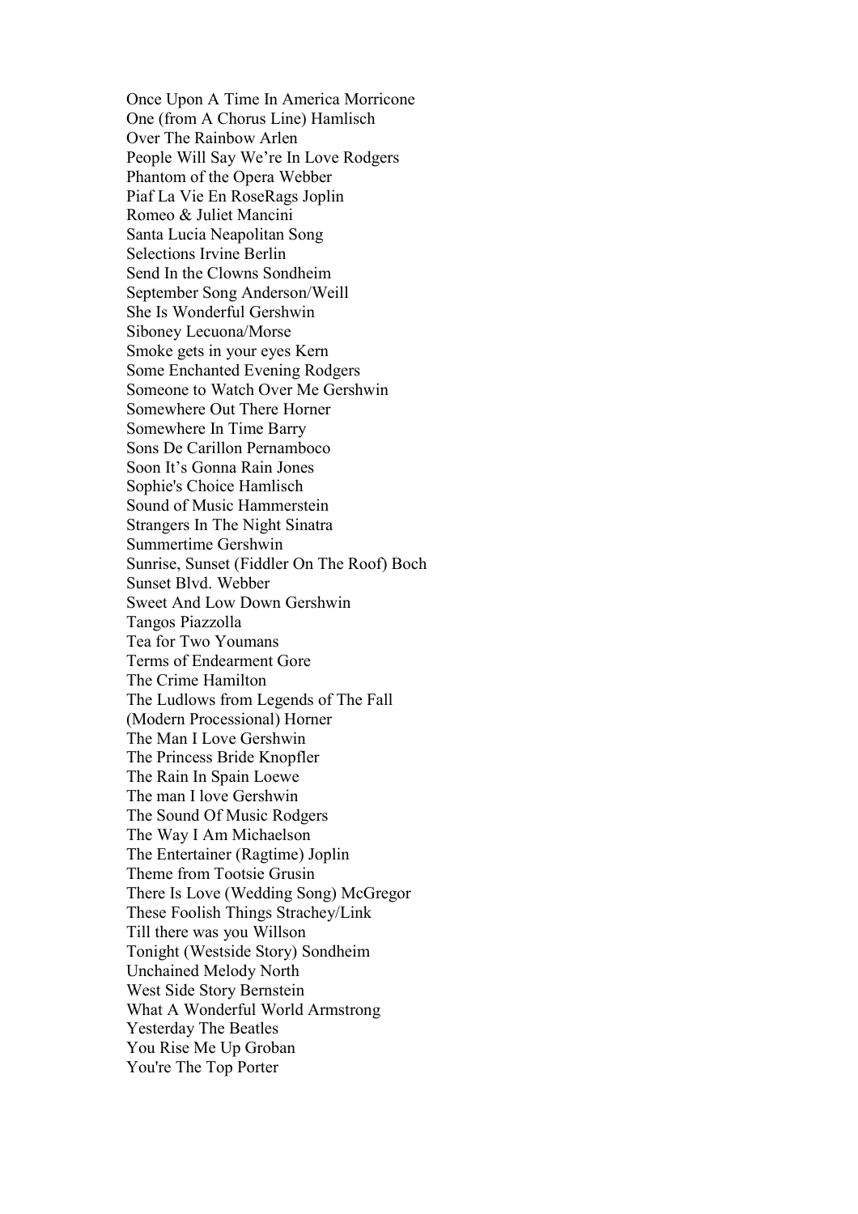Once Upon A Time In America Morricone
One (from A Chorus Line) Hamlisch
Over The Rainbow Arlen
People Will Say We're In Love Rodgers
Phantom of the Opera Webber
Piaf La Vie En RoseRags Joplin
Romeo & Juliet Mancini
Santa Lucia Neapolitan Song
Selections Irvine Berlin
Send In the Clowns Sondheim
September Song Anderson/Weill
She Is Wonderful Gershwin
Siboney Lecuona/Morse
Smoke gets in your eyes Kern
Some Enchanted Evening Rodgers
Someone to Watch Over Me Gershwin
Somewhere Out There Horner
Somewhere In Time Barry
Sons De Carillon Pernamboco
Soon It's Gonna Rain Jones
Sophie's Choice Hamlisch
Sound of Music Hammerstein
Strangers In The Night Sinatra
Summertime Gershwin
Sunrise, Sunset (Fiddler On The Roof) Boch
Sunset Blvd. Webber
Sweet And Low Down Gershwin
Tangos Piazzolla
Tea for Two Youmans
Terms of Endearment Gore
The Crime Hamilton
The Ludlows from Legends of The Fall
(Modern Processional) Horner
The Man I Love Gershwin
The Princess Bride Knopfler
The Rain In Spain Loewe
The man I love Gershwin
The Sound Of Music Rodgers
The Way I Am Michaelson
The Entertainer (Ragtime) Joplin
Theme from Tootsie Grusin
There Is Love (Wedding Song) McGregor
These Foolish Things Strachey/Link
Till there was you Willson
Tonight (Westside Story) Sondheim
Unchained Melody North
West Side Story Bernstein
What A Wonderful World Armstrong
Yesterday The Beatles
You Rise Me Up Groban
You're The Top Porter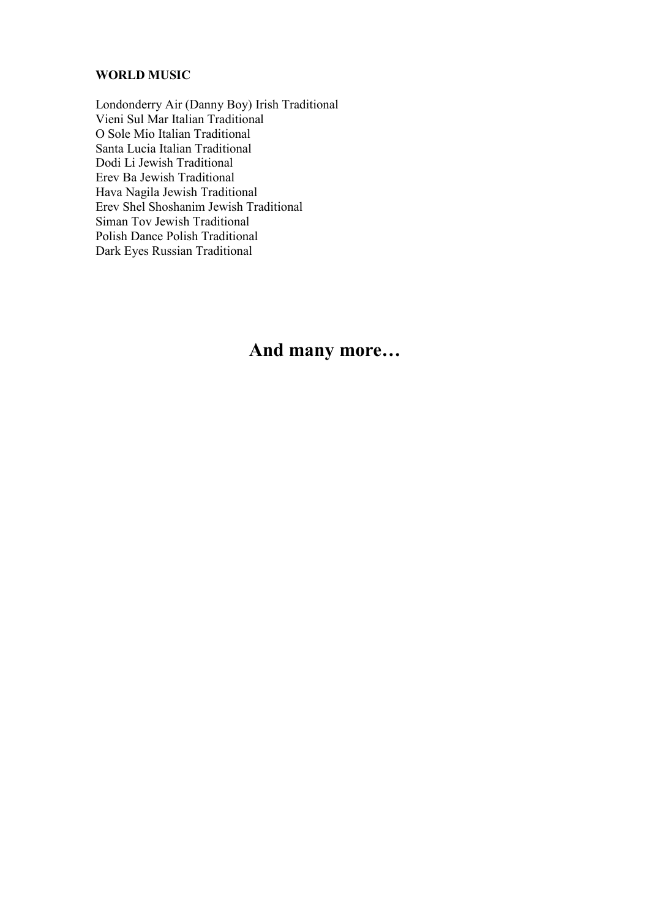**WORLD MUSIC**

Londonderry Air (Danny Boy) Irish Traditional
Vieni Sul Mar Italian Traditional
O Sole Mio Italian Traditional
Santa Lucia Italian Traditional
Dodi Li Jewish Traditional
Erev Ba Jewish Traditional
Hava Nagila Jewish Traditional
Erev Shel Shoshanim Jewish Traditional
Siman Tov Jewish Traditional
Polish Dance Polish Traditional
Dark Eyes Russian Traditional

# And many more…